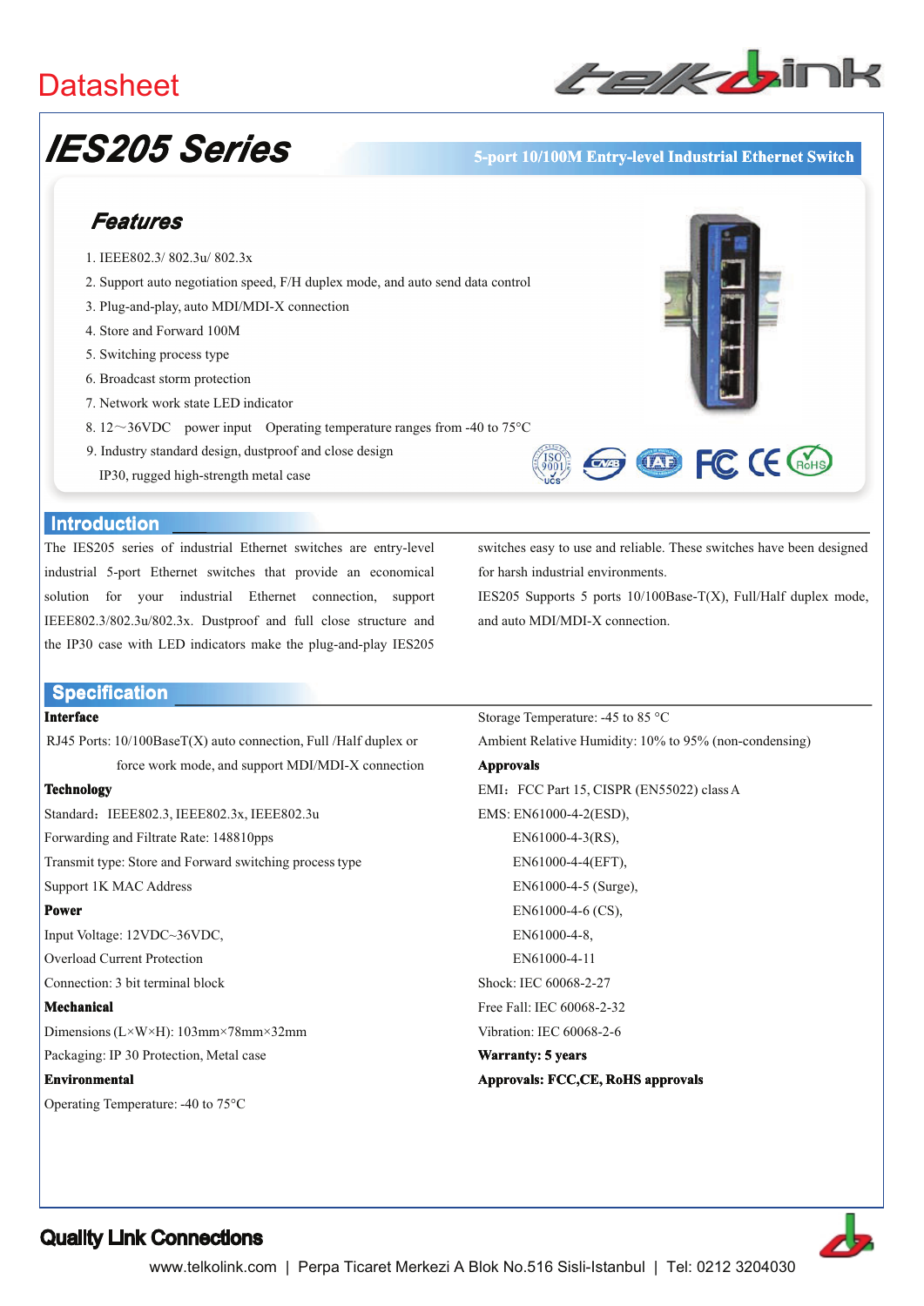Datasheet

# IES205 Series

5-port 10/100M Entry-level Industrial Ethernet Switch

## Features

1. IEEE802.3/ 802.3u/ 802.3x
2. Support auto negotiation speed, F/H duplex mode, and auto send data control
3. Plug-and-play, auto MDI/MDI-X connection
4. Store and Forward 100M
5. Switching process type
6. Broadcast storm protection
7. Network work state LED indicator
8. 12～36VDC power input Operating temperature ranges from -40 to 75°C
9. Industry standard design, dustproof and close design
   IP30, rugged high-strength metal case

## Introduction

The IES205 series of industrial Ethernet switches are entry-level industrial 5-port Ethernet switches that provide an economical solution for your industrial Ethernet connection, support IEEE802.3/802.3u/802.3x. Dustproof and full close structure and the IP30 case with LED indicators make the plug-and-play IES205 switches easy to use and reliable. These switches have been designed for harsh industrial environments.

IES205 Supports 5 ports 10/100Base-T(X), Full/Half duplex mode, and auto MDI/MDI-X connection.

## Specification

**Interface**

RJ45 Ports: 10/100BaseT(X) auto connection, Full /Half duplex or force work mode, and support MDI/MDI-X connection

**Technology**

Standard：IEEE802.3, IEEE802.3x, IEEE802.3u
Forwarding and Filtrate Rate: 148810pps
Transmit type: Store and Forward switching process type
Support 1K MAC Address

**Power**

Input Voltage: 12VDC~36VDC,
Overload Current Protection
Connection: 3 bit terminal block

**Mechanical**

Dimensions (L×W×H): 103mm×78mm×32mm
Packaging: IP 30 Protection, Metal case

**Environmental**

Operating Temperature: -40 to 75°C
Storage Temperature: -45 to 85 °C
Ambient Relative Humidity: 10% to 95% (non-condensing)

**Approvals**

EMI：FCC Part 15, CISPR (EN55022) class A
EMS: EN61000-4-2(ESD),
EN61000-4-3(RS),
EN61000-4-4(EFT),
EN61000-4-5 (Surge),
EN61000-4-6 (CS),
EN61000-4-8,
EN61000-4-11
Shock: IEC 60068-2-27
Free Fall: IEC 60068-2-32
Vibration: IEC 60068-2-6

**Warranty: 5 years**

**Approvals: FCC,CE, RoHS approvals**

**Quality Link Connections**

www.telkolink.com | Perpa Ticaret Merkezi A Blok No.516 Sisli-Istanbul | Tel: 0212 3204030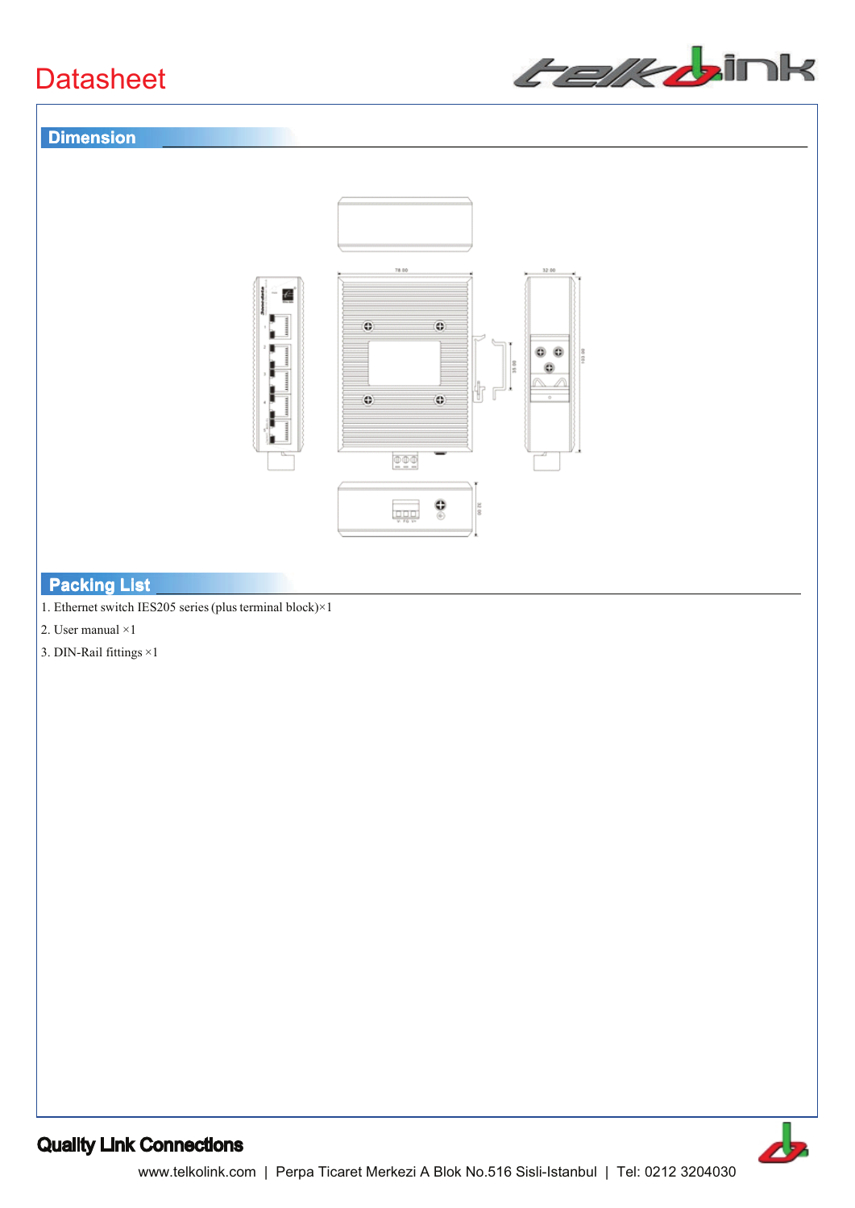## Dimension

78.00

32.00

35.00

103.00

32.00

## Packing List

1. Ethernet switch IES205 series (plus terminal block)×1
2. User manual ×1
3. DIN-Rail fittings ×1